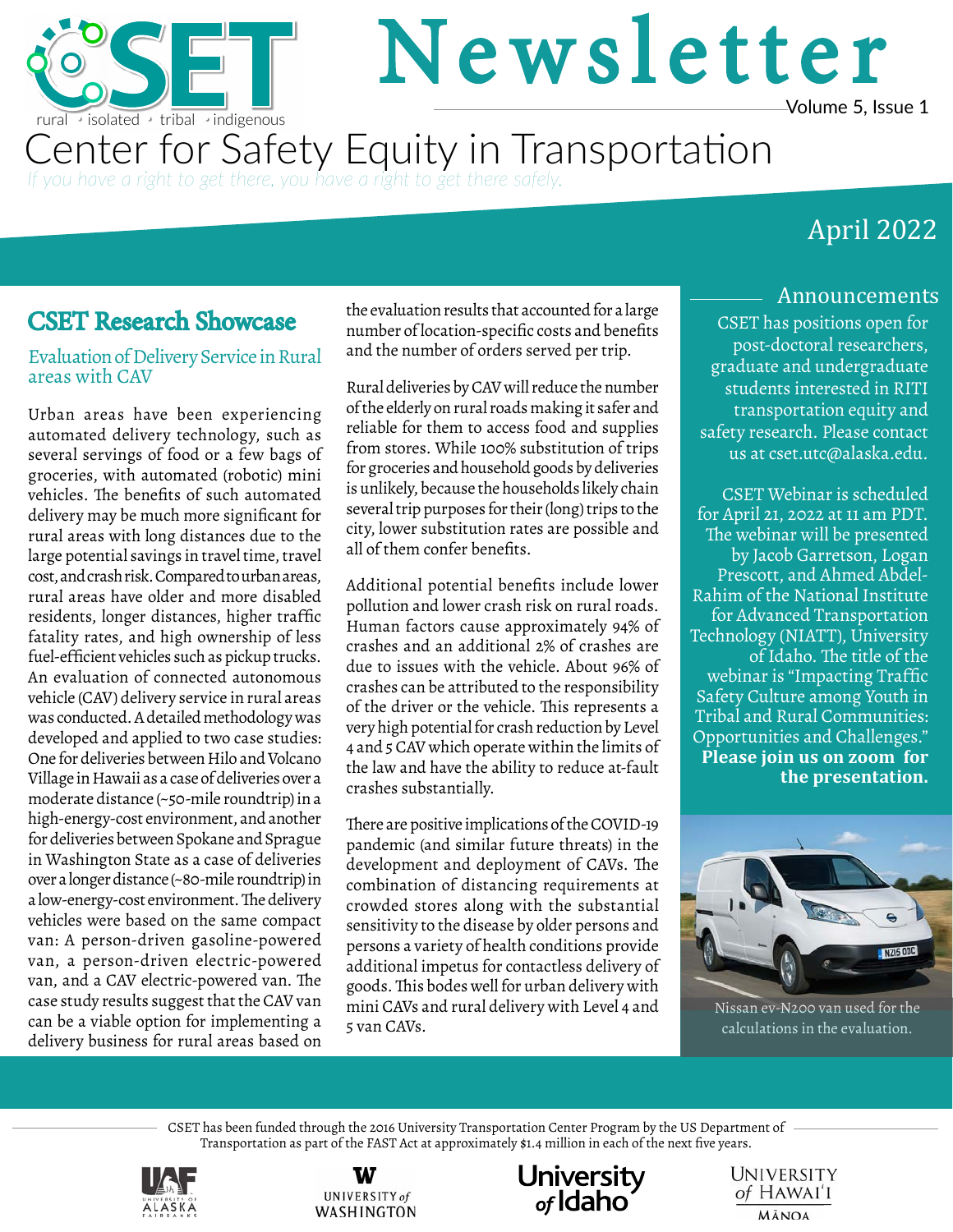# CSET Newsletter

rural • isolated • tribal • indigenous

## Center for Safety Equity in Transportation

*If you have a right to get there, you have a right to get there safely.*

April 2022

## CSET Research Showcase

### Evaluation of Delivery Service in Rural areas with CAV

Urban areas have been experiencing automated delivery technology, such as several servings of food or a few bags of groceries, with automated (robotic) mini vehicles. The benefits of such automated delivery may be much more significant for rural areas with long distances due to the large potential savings in travel time, travel cost, and crash risk. Compared to urban areas, rural areas have older and more disabled residents, longer distances, higher traffic fatality rates, and high ownership of less fuel-efficient vehicles such as pickup trucks. An evaluation of connected autonomous vehicle (CAV) delivery service in rural areas was conducted. A detailed methodology was developed and applied to two case studies: One for deliveries between Hilo and Volcano Village in Hawaii as a case of deliveries over a moderate distance (~50-mile roundtrip) in a high-energy-cost environment, and another for deliveries between Spokane and Sprague in Washington State as a case of deliveries over a longer distance (~80-mile roundtrip) in a low-energy-cost environment. The delivery vehicles were based on the same compact van: A person-driven gasoline-powered van, a person-driven electric-powered van, and a CAV electric-powered van. The case study results suggest that the CAV van can be a viable option for implementing a delivery business for rural areas based on the evaluation results that accounted for a large number of location-specific costs and benefits and the number of orders served per trip.

Rural deliveries by CAV will reduce the number of the elderly on rural roads making it safer and reliable for them to access food and supplies from stores. While 100% substitution of trips for groceries and household goods by deliveries is unlikely, because the households likely chain several trip purposes for their (long) trips to the city, lower substitution rates are possible and all of them confer benefits.

Additional potential benefits include lower pollution and lower crash risk on rural roads. Human factors cause approximately 94% of crashes and an additional 2% of crashes are due to issues with the vehicle. About 96% of crashes can be attributed to the responsibility of the driver or the vehicle. This represents a very high potential for crash reduction by Level 4 and 5 CAV which operate within the limits of the law and have the ability to reduce at-fault crashes substantially.

There are positive implications of the COVID-19 pandemic (and similar future threats) in the development and deployment of CAVs. The combination of distancing requirements at crowded stores along with the substantial sensitivity to the disease by older persons and persons a variety of health conditions provide additional impetus for contactless delivery of goods. This bodes well for urban delivery with mini CAVs and rural delivery with Level 4 and 5 van CAVs.

## Announcements

CSET has positions open for post-doctoral researchers, graduate and undergraduate students interested in RITI transportation equity and safety research. Please contact us at cset.utc@alaska.edu.

CSET Webinar is scheduled for April 21, 2022 at 11 am PDT. The webinar will be presented by Jacob Garretson, Logan Prescott, and Ahmed Abdel-Rahim of the National Institute for Advanced Transportation Technology (NIATT), University of Idaho. The title of the webinar is "Impacting Traffic Safety Culture among Youth in Tribal and Rural Communities: Opportunities and Challenges." **Please join us on zoom for the presentation.**

Nissan ev-N200 van used for the calculations in the evaluation.

CSET has been funded through the 2016 University Transportation Center Program by the US Department of Transportation as part of the FAST Act at approximately $1.4 million in each of the next five years.

University of Alaska Fairbanks • University of Washington • University of Idaho • University of Hawai'i Mānoa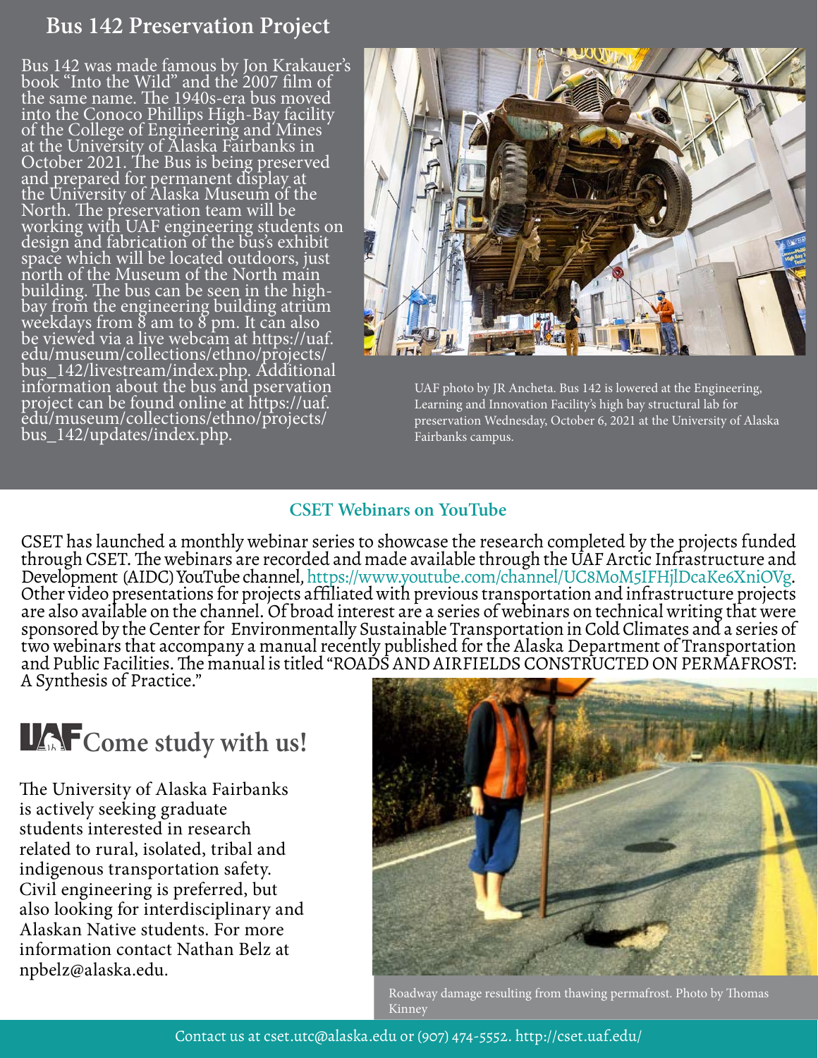## Bus 142 Preservation Project

Bus 142 was made famous by Jon Krakauer's book "Into the Wild" and the 2007 film of the same name. The 1940s-era bus moved into the Conoco Phillips High-Bay facility of the College of Engineering and Mines at the University of Alaska Fairbanks in October 2021. The Bus is being preserved and prepared for permanent display at the University of Alaska Museum of the North. The preservation team will be working with UAF engineering students on design and fabrication of the bus's exhibit space which will be located outdoors, just north of the Museum of the North main building. The bus can be seen in the high-bay from the engineering building atrium weekdays from 8 am to 8 pm. It can also be viewed via a live webcam at https://uaf.edu/museum/collections/ethno/projects/bus_142/livestream/index.php. Additional information about the bus and pservation project can be found online at https://uaf.edu/museum/collections/ethno/projects/bus_142/updates/index.php.

UAF photo by JR Ancheta. Bus 142 is lowered at the Engineering, Learning and Innovation Facility's high bay structural lab for preservation Wednesday, October 6, 2021 at the University of Alaska Fairbanks campus.

### CSET Webinars on YouTube

CSET has launched a monthly webinar series to showcase the research completed by the projects funded through CSET. The webinars are recorded and made available through the UAF Arctic Infrastructure and Development (AIDC) YouTube channel, https://www.youtube.com/channel/UC8MoM5IFHjlDcaKe6XniOVg. Other video presentations for projects affiliated with previous transportation and infrastructure projects are also available on the channel. Of broad interest are a series of webinars on technical writing that were sponsored by the Center for Environmentally Sustainable Transportation in Cold Climates and a series of two webinars that accompany a manual recently published for the Alaska Department of Transportation and Public Facilities. The manual is titled "ROADS AND AIRFIELDS CONSTRUCTED ON PERMAFROST: A Synthesis of Practice."

## UAF Come study with us!

The University of Alaska Fairbanks is actively seeking graduate students interested in research related to rural, isolated, tribal and indigenous transportation safety. Civil engineering is preferred, but also looking for interdisciplinary and Alaskan Native students. For more information contact Nathan Belz at npbelz@alaska.edu.

Roadway damage resulting from thawing permafrost. Photo by Thomas Kinney

Contact us at cset.utc@alaska.edu or (907) 474-5552. http://cset.uaf.edu/